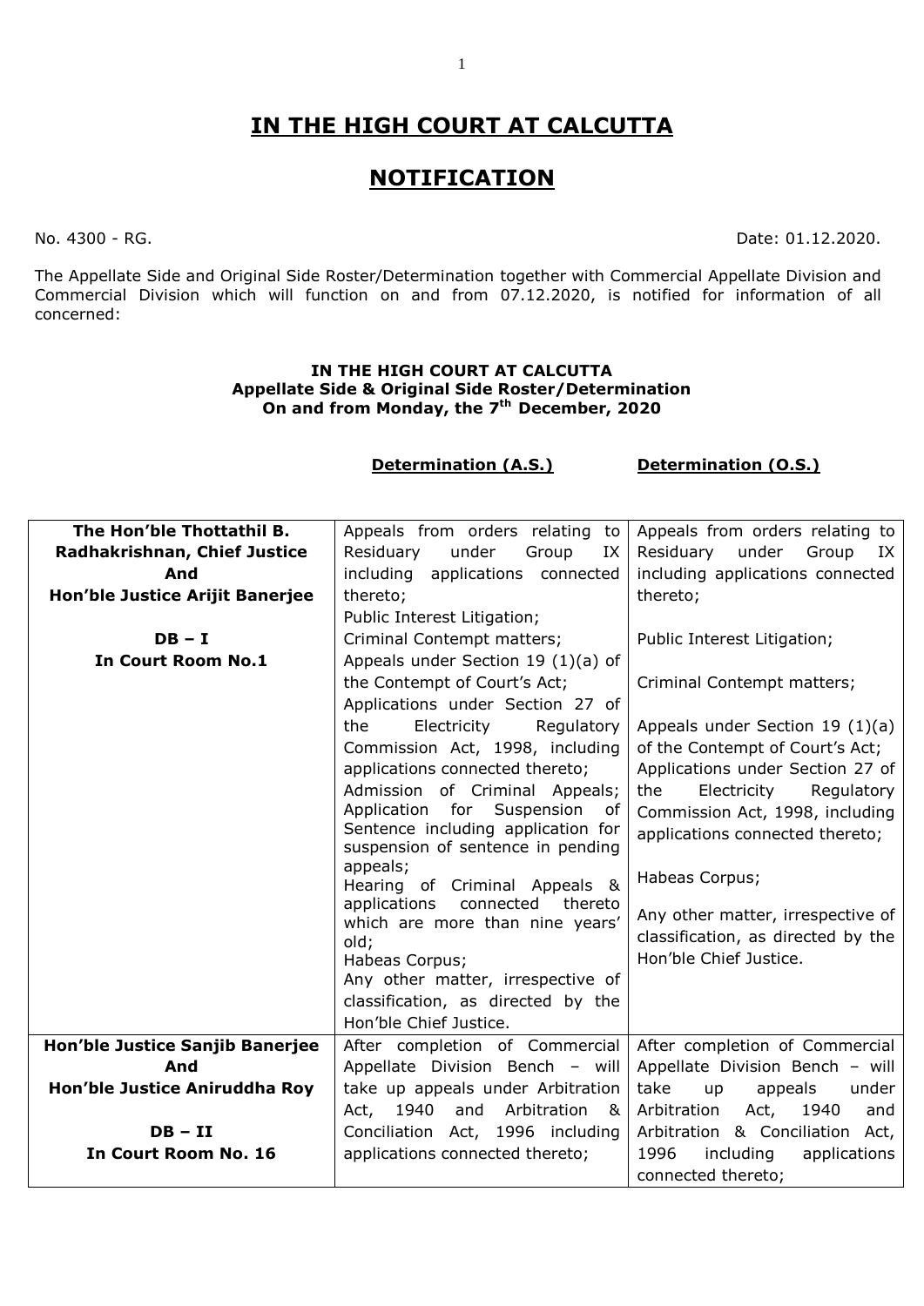# IN THE HIGH COURT AT CALCUTTA

# NOTIFICATION

No. 4300 - RG. Date: 01.12.2020.

The Appellate Side and Original Side Roster/Determination together with Commercial Appellate Division and Commercial Division which will function on and from 07.12.2020, is notified for information of all concerned:

**IN THE HIGH COURT AT CALCUTTA**
**Appellate Side & Original Side Roster/Determination**
**On and from Monday, the 7th December, 2020**

| | **Determination (A.S.)** | **Determination (O.S.)** |
|---|---|---|
| **The Hon'ble Thottathil B. Radhakrishnan, Chief Justice And Hon'ble Justice Arijit Banerjee**<br><br>**DB – I**<br>**In Court Room No.1** | Appeals from orders relating to Residuary under Group IX including applications connected thereto;<br>Public Interest Litigation;<br>Criminal Contempt matters;<br>Appeals under Section 19 (1)(a) of the Contempt of Court's Act;<br>Applications under Section 27 of the Electricity Regulatory Commission Act, 1998, including applications connected thereto;<br>Admission of Criminal Appeals; Application for Suspension of Sentence including application for suspension of sentence in pending appeals;<br>Hearing of Criminal Appeals & applications connected thereto which are more than nine years' old;<br>Habeas Corpus;<br>Any other matter, irrespective of classification, as directed by the Hon'ble Chief Justice. | Appeals from orders relating to Residuary under Group IX including applications connected thereto;<br><br>Public Interest Litigation;<br><br>Criminal Contempt matters;<br><br>Appeals under Section 19 (1)(a) of the Contempt of Court's Act;<br>Applications under Section 27 of the Electricity Regulatory Commission Act, 1998, including applications connected thereto;<br><br>Habeas Corpus;<br><br>Any other matter, irrespective of classification, as directed by the Hon'ble Chief Justice. |
| **Hon'ble Justice Sanjib Banerjee And Hon'ble Justice Aniruddha Roy**<br><br>**DB – II**<br>**In Court Room No. 16** | After completion of Commercial Appellate Division Bench – will take up appeals under Arbitration Act, 1940 and Arbitration & Conciliation Act, 1996 including applications connected thereto; | After completion of Commercial Appellate Division Bench – will take up appeals under Arbitration Act, 1940 and Arbitration & Conciliation Act, 1996 including applications connected thereto; |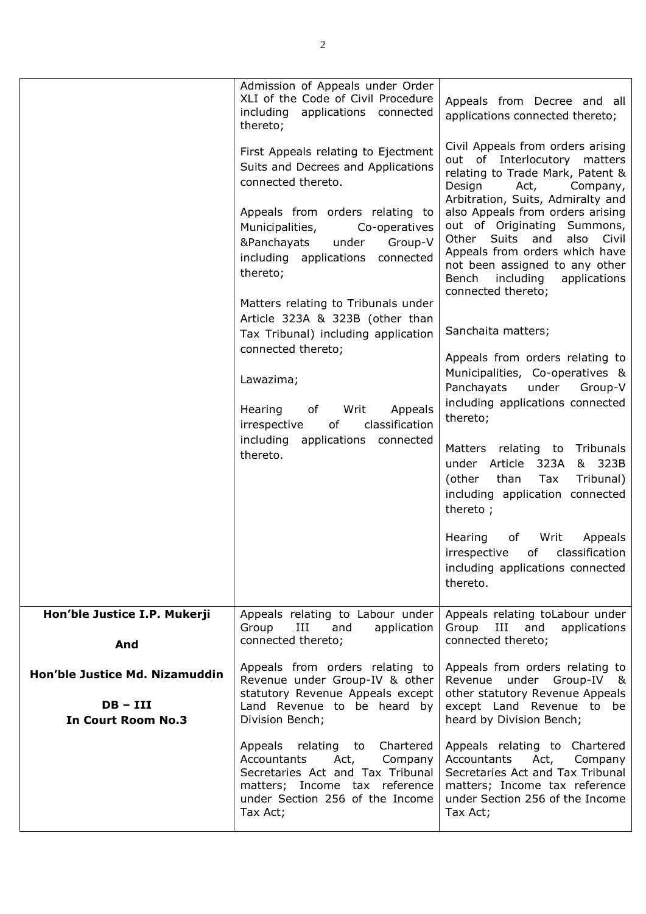| | | |
|---|---|---|
| | Admission of Appeals under Order XLI of the Code of Civil Procedure including applications connected thereto;<br><br>First Appeals relating to Ejectment Suits and Decrees and Applications connected thereto.<br><br>Appeals from orders relating to Municipalities, Co-operatives &Panchayats under Group-V including applications connected thereto;<br><br>Matters relating to Tribunals under Article 323A & 323B (other than Tax Tribunal) including application connected thereto;<br><br>Lawazima;<br><br>Hearing of Writ Appeals irrespective of classification including applications connected thereto. | Appeals from Decree and all applications connected thereto;<br><br>Civil Appeals from orders arising out of Interlocutory matters relating to Trade Mark, Patent & Design Act, Company, Arbitration, Suits, Admiralty and also Appeals from orders arising out of Originating Summons, Other Suits and also Civil Appeals from orders which have not been assigned to any other Bench including applications connected thereto;<br><br>Sanchaita matters;<br><br>Appeals from orders relating to Municipalities, Co-operatives & Panchayats under Group-V including applications connected thereto;<br><br>Matters relating to Tribunals under Article 323A & 323B (other than Tax Tribunal) including application connected thereto ;<br><br>Hearing of Writ Appeals irrespective of classification including applications connected thereto. |
| **Hon'ble Justice I.P. Mukerji**<br><br>**And**<br><br>**Hon'ble Justice Md. Nizamuddin**<br><br>**DB – III**<br>**In Court Room No.3** | Appeals relating to Labour under Group III and application connected thereto;<br><br>Appeals from orders relating to Revenue under Group-IV & other statutory Revenue Appeals except Land Revenue to be heard by Division Bench;<br><br>Appeals relating to Chartered Accountants Act, Company Secretaries Act and Tax Tribunal matters; Income tax reference under Section 256 of the Income Tax Act; | Appeals relating toLabour under Group III and applications connected thereto;<br><br>Appeals from orders relating to Revenue under Group-IV & other statutory Revenue Appeals except Land Revenue to be heard by Division Bench;<br><br>Appeals relating to Chartered Accountants Act, Company Secretaries Act and Tax Tribunal matters; Income tax reference under Section 256 of the Income Tax Act; |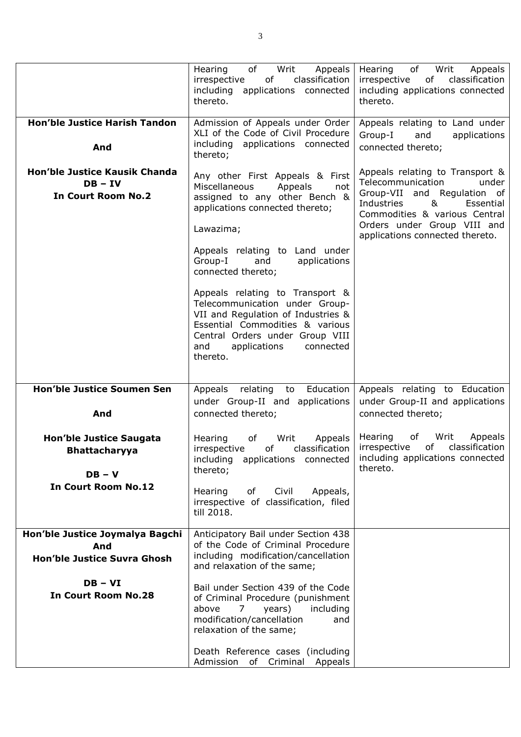| | | |
|---|---|---|
| | Hearing of Writ Appeals irrespective of classification including applications connected thereto. | Hearing of Writ Appeals irrespective of classification including applications connected thereto. |
| **Hon'ble Justice Harish Tandon**<br><br>**And**<br><br>**Hon'ble Justice Kausik Chanda**<br>**DB – IV**<br>**In Court Room No.2** | Admission of Appeals under Order XLI of the Code of Civil Procedure including applications connected thereto;<br><br>Any other First Appeals & First Miscellaneous Appeals not assigned to any other Bench & applications connected thereto;<br><br>Lawazima;<br><br>Appeals relating to Land under Group-I and applications connected thereto;<br><br>Appeals relating to Transport & Telecommunication under Group-VII and Regulation of Industries & Essential Commodities & various Central Orders under Group VIII and applications connected thereto. | Appeals relating to Land under Group-I and applications connected thereto;<br><br>Appeals relating to Transport & Telecommunication under Group-VII and Regulation of Industries & Essential Commodities & various Central Orders under Group VIII and applications connected thereto. |
| **Hon'ble Justice Soumen Sen**<br><br>**And**<br><br>**Hon'ble Justice Saugata Bhattacharyya**<br><br>**DB – V**<br>**In Court Room No.12** | Appeals relating to Education under Group-II and applications connected thereto;<br><br>Hearing of Writ Appeals irrespective of classification including applications connected thereto;<br><br>Hearing of Civil Appeals, irrespective of classification, filed till 2018. | Appeals relating to Education under Group-II and applications connected thereto;<br><br>Hearing of Writ Appeals irrespective of classification including applications connected thereto. |
| **Hon'ble Justice Joymalya Bagchi**<br>**And**<br>**Hon'ble Justice Suvra Ghosh**<br><br>**DB – VI**<br>**In Court Room No.28** | Anticipatory Bail under Section 438 of the Code of Criminal Procedure including modification/cancellation and relaxation of the same;<br><br>Bail under Section 439 of the Code of Criminal Procedure (punishment above 7 years) including modification/cancellation and relaxation of the same;<br><br>Death Reference cases (including Admission of Criminal Appeals | |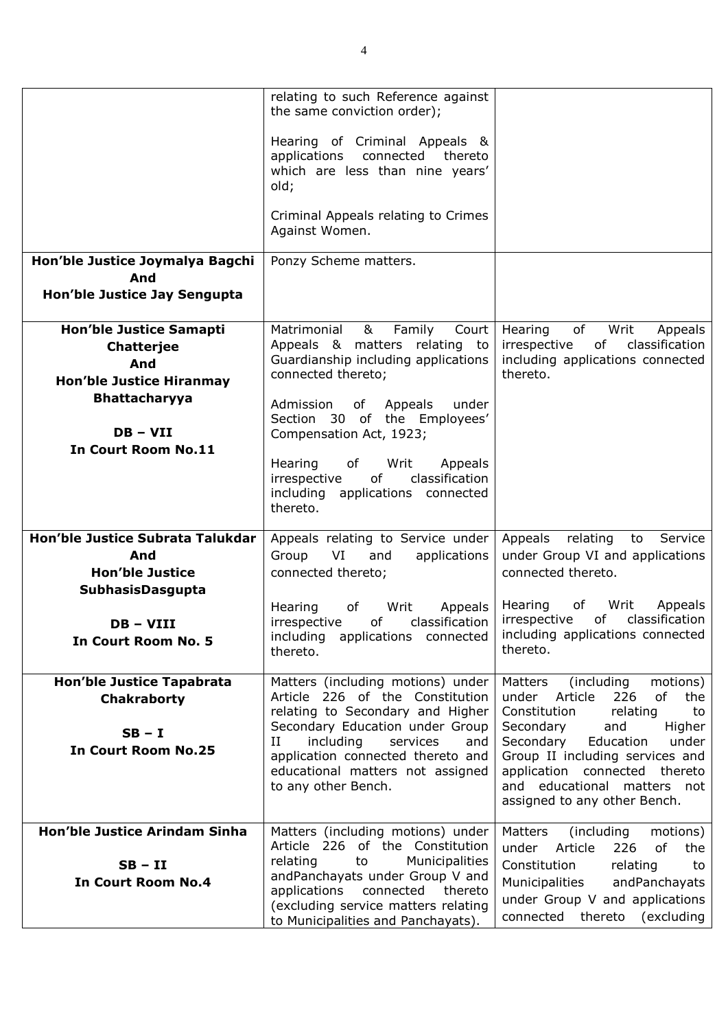| | | |
|---|---|---|
| | relating to such Reference against the same conviction order);<br><br>Hearing of Criminal Appeals & applications connected thereto which are less than nine years' old;<br><br>Criminal Appeals relating to Crimes Against Women. | |
| **Hon'ble Justice Joymalya Bagchi And Hon'ble Justice Jay Sengupta** | Ponzy Scheme matters. | |
| **Hon'ble Justice Samapti Chatterjee And Hon'ble Justice Hiranmay Bhattacharyya**<br><br>**DB – VII**<br>**In Court Room No.11** | Matrimonial & Family Court Appeals & matters relating to Guardianship including applications connected thereto;<br><br>Admission of Appeals under Section 30 of the Employees' Compensation Act, 1923;<br><br>Hearing of Writ Appeals irrespective of classification including applications connected thereto. | Hearing of Writ Appeals irrespective of classification including applications connected thereto. |
| **Hon'ble Justice Subrata Talukdar And Hon'ble Justice SubhasisDasgupta**<br><br>**DB – VIII**<br>**In Court Room No. 5** | Appeals relating to Service under Group VI and applications connected thereto;<br><br>Hearing of Writ Appeals irrespective of classification including applications connected thereto. | Appeals relating to Service under Group VI and applications connected thereto.<br><br>Hearing of Writ Appeals irrespective of classification including applications connected thereto. |
| **Hon'ble Justice Tapabrata Chakraborty**<br><br>**SB – I**<br>**In Court Room No.25** | Matters (including motions) under Article 226 of the Constitution relating to Secondary and Higher Secondary Education under Group II including services and application connected thereto and educational matters not assigned to any other Bench. | Matters (including motions) under Article 226 of the Constitution relating to Secondary and Higher Secondary Education under Group II including services and application connected thereto and educational matters not assigned to any other Bench. |
| **Hon'ble Justice Arindam Sinha**<br><br>**SB – II**<br>**In Court Room No.4** | Matters (including motions) under Article 226 of the Constitution relating to Municipalities andPanchayats under Group V and applications connected thereto (excluding service matters relating to Municipalities and Panchayats). | Matters (including motions) under Article 226 of the Constitution relating to Municipalities andPanchayats under Group V and applications connected thereto (excluding |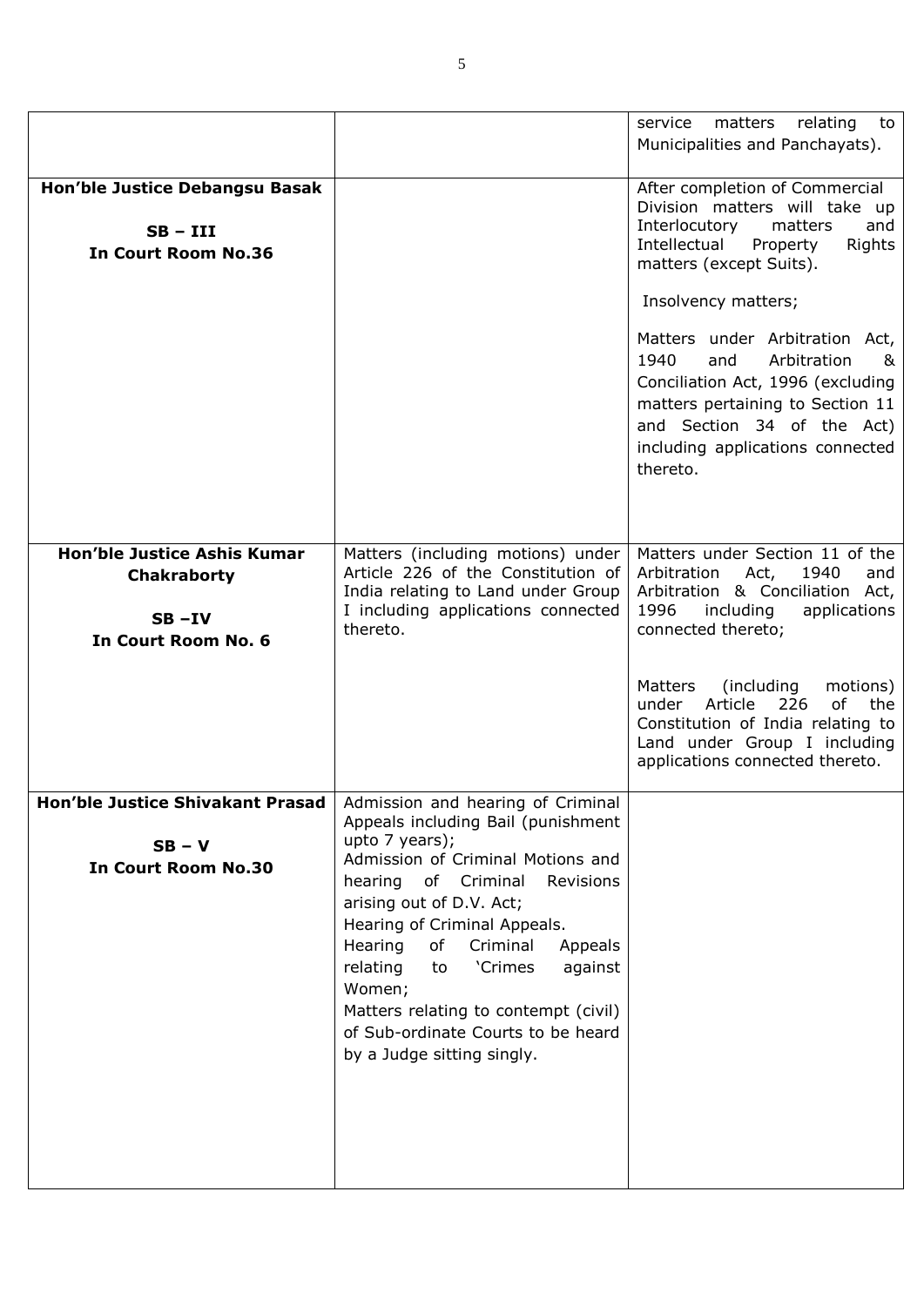| | | |
|---|---|---|
| | | service matters relating to Municipalities and Panchayats). |
| **Hon'ble Justice Debangsu Basak**<br><br>**SB – III**<br>**In Court Room No.36** | | After completion of Commercial Division matters will take up Interlocutory matters and Intellectual Property Rights matters (except Suits).<br><br>Insolvency matters;<br><br>Matters under Arbitration Act, 1940 and Arbitration & Conciliation Act, 1996 (excluding matters pertaining to Section 11 and Section 34 of the Act) including applications connected thereto. |
| **Hon'ble Justice Ashis Kumar Chakraborty**<br><br>**SB –IV**<br>**In Court Room No. 6** | Matters (including motions) under Article 226 of the Constitution of India relating to Land under Group I including applications connected thereto. | Matters under Section 11 of the Arbitration Act, 1940 and Arbitration & Conciliation Act, 1996 including applications connected thereto;<br><br>Matters (including motions) under Article 226 of the Constitution of India relating to Land under Group I including applications connected thereto. |
| **Hon'ble Justice Shivakant Prasad**<br><br>**SB – V**<br>**In Court Room No.30** | Admission and hearing of Criminal Appeals including Bail (punishment upto 7 years);<br>Admission of Criminal Motions and hearing of Criminal Revisions arising out of D.V. Act;<br>Hearing of Criminal Appeals.<br>Hearing of Criminal Appeals relating to 'Crimes against Women;<br>Matters relating to contempt (civil) of Sub-ordinate Courts to be heard by a Judge sitting singly. | |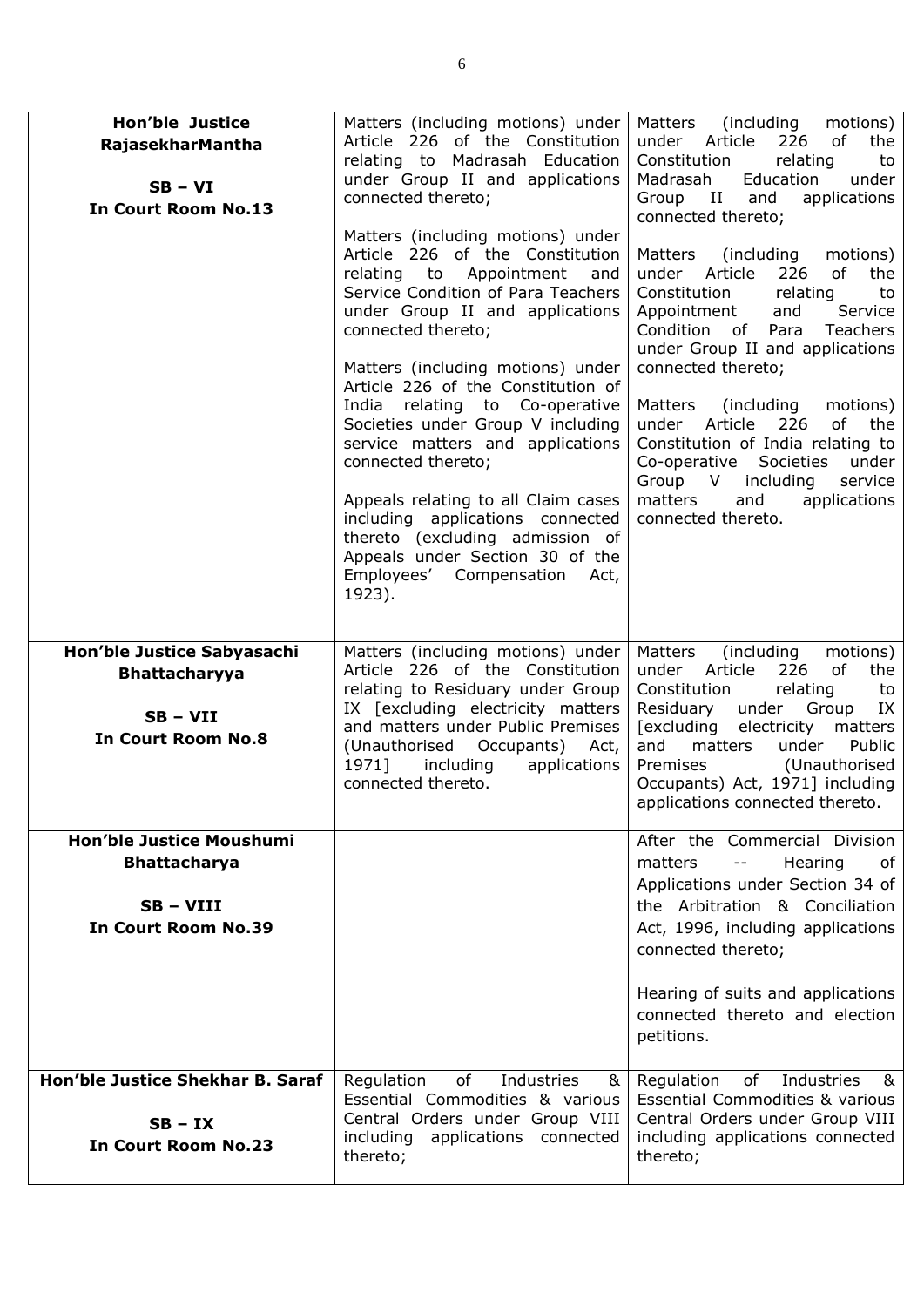| | | |
|---|---|---|
| **Hon'ble Justice RajasekharMantha**<br><br>**SB – VI**<br>**In Court Room No.13** | Matters (including motions) under Article 226 of the Constitution relating to Madrasah Education under Group II and applications connected thereto;<br><br>Matters (including motions) under Article 226 of the Constitution relating to Appointment and Service Condition of Para Teachers under Group II and applications connected thereto;<br><br>Matters (including motions) under Article 226 of the Constitution of India relating to Co-operative Societies under Group V including service matters and applications connected thereto;<br><br>Appeals relating to all Claim cases including applications connected thereto (excluding admission of Appeals under Section 30 of the Employees' Compensation Act, 1923). | Matters (including motions) under Article 226 of the Constitution relating to Madrasah Education under Group II and applications connected thereto;<br><br>Matters (including motions) under Article 226 of the Constitution relating to Appointment and Service Condition of Para Teachers under Group II and applications connected thereto;<br><br>Matters (including motions) under Article 226 of the Constitution of India relating to Co-operative Societies under Group V including service matters and applications connected thereto. |
| **Hon'ble Justice Sabyasachi Bhattacharyya**<br><br>**SB – VII**<br>**In Court Room No.8** | Matters (including motions) under Article 226 of the Constitution relating to Residuary under Group IX [excluding electricity matters and matters under Public Premises (Unauthorised Occupants) Act, 1971] including applications connected thereto. | Matters (including motions) under Article 226 of the Constitution relating to Residuary under Group IX [excluding electricity matters and matters under Public Premises (Unauthorised Occupants) Act, 1971] including applications connected thereto. |
| **Hon'ble Justice Moushumi Bhattacharya**<br><br>**SB – VIII**<br>**In Court Room No.39** | | After the Commercial Division matters -- Hearing of Applications under Section 34 of the Arbitration & Conciliation Act, 1996, including applications connected thereto;<br><br>Hearing of suits and applications connected thereto and election petitions. |
| **Hon'ble Justice Shekhar B. Saraf**<br><br>**SB – IX**<br>**In Court Room No.23** | Regulation of Industries & Essential Commodities & various Central Orders under Group VIII including applications connected thereto; | Regulation of Industries & Essential Commodities & various Central Orders under Group VIII including applications connected thereto; |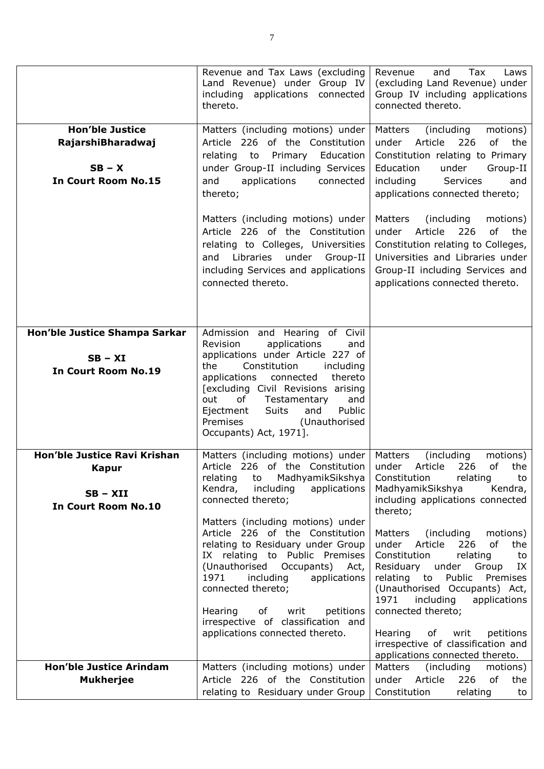| | | |
|---|---|---|
| | Revenue and Tax Laws (excluding Land Revenue) under Group IV including applications connected thereto. | Revenue and Tax Laws (excluding Land Revenue) under Group IV including applications connected thereto. |
| **Hon'ble Justice RajarshiBharadwaj**<br><br>**SB – X**<br>**In Court Room No.15** | Matters (including motions) under Article 226 of the Constitution relating to Primary Education under Group-II including Services and applications connected thereto;<br><br>Matters (including motions) under Article 226 of the Constitution relating to Colleges, Universities and Libraries under Group-II including Services and applications connected thereto. | Matters (including motions) under Article 226 of the Constitution relating to Primary Education under Group-II including Services and applications connected thereto;<br><br>Matters (including motions) under Article 226 of the Constitution relating to Colleges, Universities and Libraries under Group-II including Services and applications connected thereto. |
| **Hon'ble Justice Shampa Sarkar**<br><br>**SB – XI**<br>**In Court Room No.19** | Admission and Hearing of Civil Revision applications and applications under Article 227 of the Constitution including applications connected thereto [excluding Civil Revisions arising out of Testamentary and Ejectment Suits and Public Premises (Unauthorised Occupants) Act, 1971]. | |
| **Hon'ble Justice Ravi Krishan Kapur**<br><br>**SB – XII**<br>**In Court Room No.10** | Matters (including motions) under Article 226 of the Constitution relating to MadhyamikSikshya Kendra, including applications connected thereto;<br><br>Matters (including motions) under Article 226 of the Constitution relating to Residuary under Group IX relating to Public Premises (Unauthorised Occupants) Act, 1971 including applications connected thereto;<br><br>Hearing of writ petitions irrespective of classification and applications connected thereto. | Matters (including motions) under Article 226 of the Constitution relating to MadhyamikSikshya Kendra, including applications connected thereto;<br><br>Matters (including motions) under Article 226 of the Constitution relating to Residuary under Group IX relating to Public Premises (Unauthorised Occupants) Act, 1971 including applications connected thereto;<br><br>Hearing of writ petitions irrespective of classification and applications connected thereto. |
| **Hon'ble Justice Arindam Mukherjee** | Matters (including motions) under Article 226 of the Constitution relating to Residuary under Group | Matters (including motions) under Article 226 of the Constitution relating to |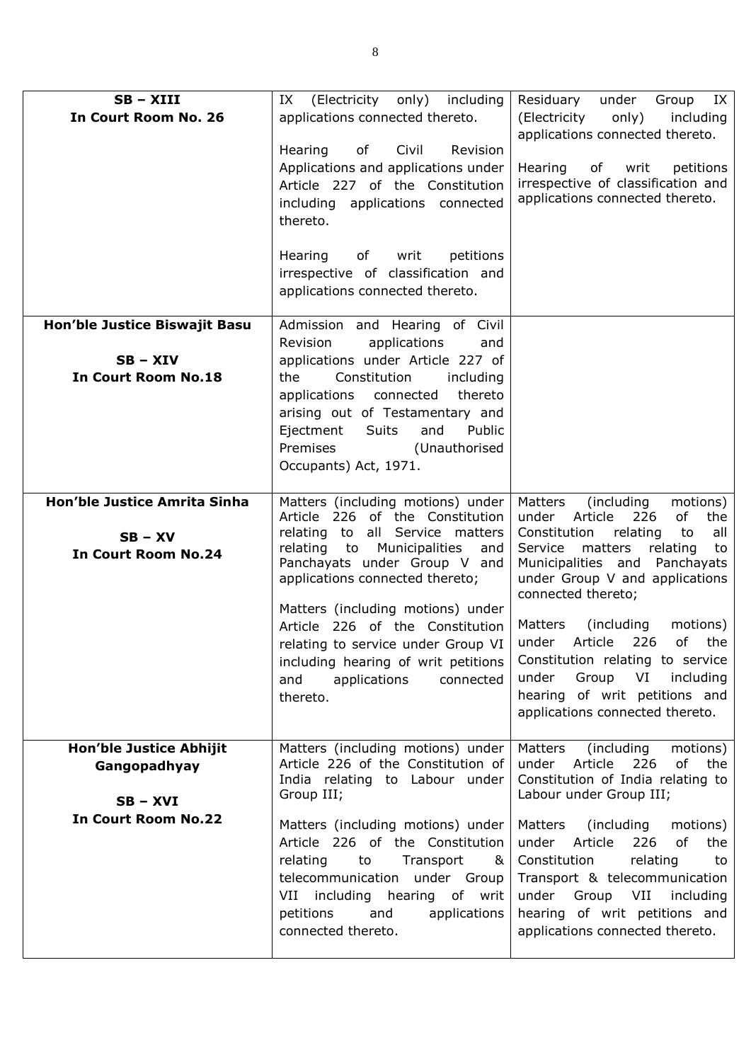| | | |
|---|---|---|
| **SB – XIII**<br>**In Court Room No. 26** | IX (Electricity only) including applications connected thereto.<br><br>Hearing of Civil Revision Applications and applications under Article 227 of the Constitution including applications connected thereto.<br><br>Hearing of writ petitions irrespective of classification and applications connected thereto. | Residuary under Group IX (Electricity only) including applications connected thereto.<br><br>Hearing of writ petitions irrespective of classification and applications connected thereto. |
| **Hon'ble Justice Biswajit Basu**<br><br>**SB – XIV**<br>**In Court Room No.18** | Admission and Hearing of Civil Revision applications and applications under Article 227 of the Constitution including applications connected thereto arising out of Testamentary and Ejectment Suits and Public Premises (Unauthorised Occupants) Act, 1971. | |
| **Hon'ble Justice Amrita Sinha**<br><br>**SB – XV**<br>**In Court Room No.24** | Matters (including motions) under Article 226 of the Constitution relating to all Service matters relating to Municipalities and Panchayats under Group V and applications connected thereto;<br><br>Matters (including motions) under Article 226 of the Constitution relating to service under Group VI including hearing of writ petitions and applications connected thereto. | Matters (including motions) under Article 226 of the Constitution relating to all Service matters relating to Municipalities and Panchayats under Group V and applications connected thereto;<br><br>Matters (including motions) under Article 226 of the Constitution relating to service under Group VI including hearing of writ petitions and applications connected thereto. |
| **Hon'ble Justice Abhijit Gangopadhyay**<br><br>**SB – XVI**<br>**In Court Room No.22** | Matters (including motions) under Article 226 of the Constitution of India relating to Labour under Group III;<br><br>Matters (including motions) under Article 226 of the Constitution relating to Transport & telecommunication under Group VII including hearing of writ petitions and applications connected thereto. | Matters (including motions) under Article 226 of the Constitution of India relating to Labour under Group III;<br><br>Matters (including motions) under Article 226 of the Constitution relating to Transport & telecommunication under Group VII including hearing of writ petitions and applications connected thereto. |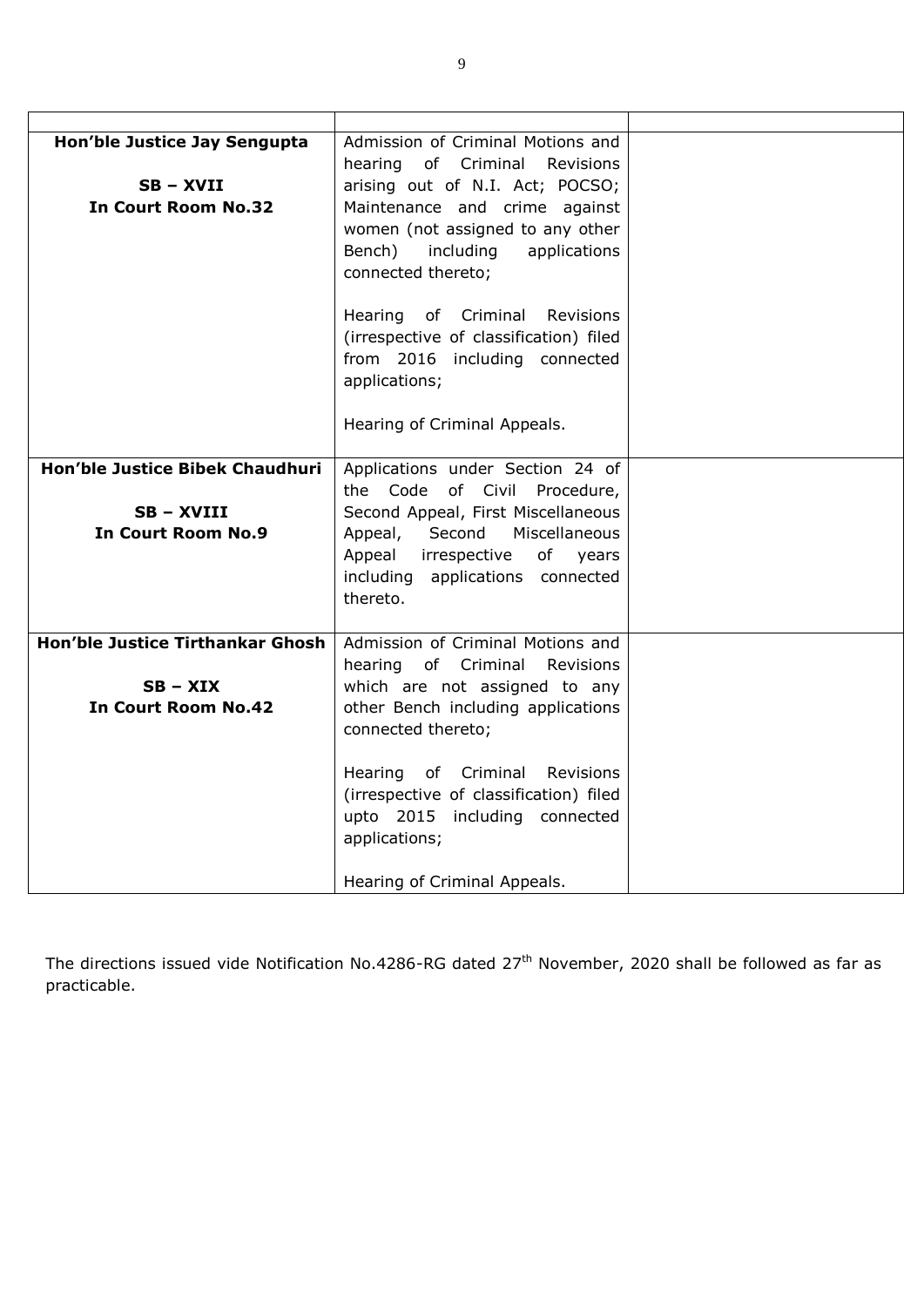| | | |
|---|---|---|
| **Hon'ble Justice Jay Sengupta**<br><br>**SB – XVII**<br>**In Court Room No.32** | Admission of Criminal Motions and hearing of Criminal Revisions arising out of N.I. Act; POCSO; Maintenance and crime against women (not assigned to any other Bench) including applications connected thereto;<br><br>Hearing of Criminal Revisions (irrespective of classification) filed from 2016 including connected applications;<br><br>Hearing of Criminal Appeals. | |
| **Hon'ble Justice Bibek Chaudhuri**<br><br>**SB – XVIII**<br>**In Court Room No.9** | Applications under Section 24 of the Code of Civil Procedure, Second Appeal, First Miscellaneous Appeal, Second Miscellaneous Appeal irrespective of years including applications connected thereto. | |
| **Hon'ble Justice Tirthankar Ghosh**<br><br>**SB – XIX**<br>**In Court Room No.42** | Admission of Criminal Motions and hearing of Criminal Revisions which are not assigned to any other Bench including applications connected thereto;<br><br>Hearing of Criminal Revisions (irrespective of classification) filed upto 2015 including connected applications;<br><br>Hearing of Criminal Appeals. | |

The directions issued vide Notification No.4286-RG dated 27th November, 2020 shall be followed as far as practicable.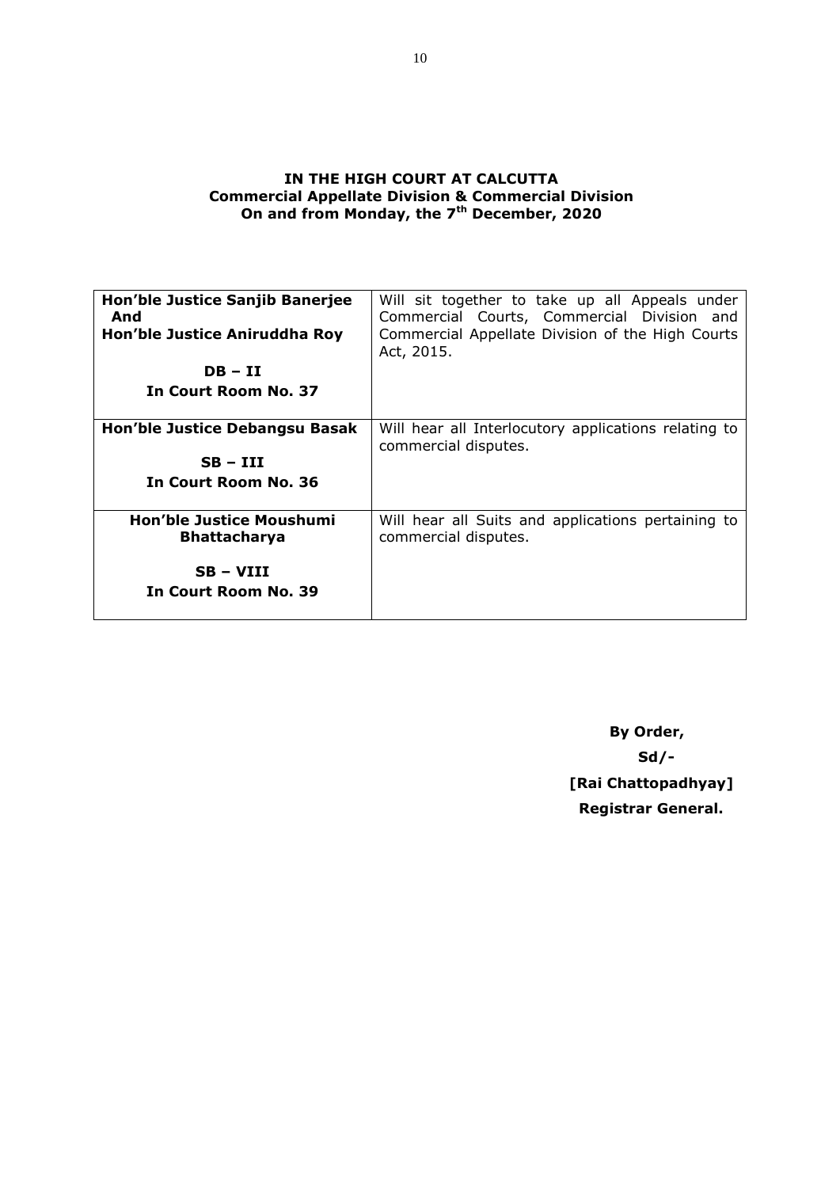**IN THE HIGH COURT AT CALCUTTA**
**Commercial Appellate Division & Commercial Division**
**On and from Monday, the 7th December, 2020**

| | |
|---|---|
| **Hon'ble Justice Sanjib Banerjee And Hon'ble Justice Aniruddha Roy**<br><br>**DB – II**<br>**In Court Room No. 37** | Will sit together to take up all Appeals under Commercial Courts, Commercial Division and Commercial Appellate Division of the High Courts Act, 2015. |
| **Hon'ble Justice Debangsu Basak**<br><br>**SB – III**<br>**In Court Room No. 36** | Will hear all Interlocutory applications relating to commercial disputes. |
| **Hon'ble Justice Moushumi Bhattacharya**<br><br>**SB – VIII**<br>**In Court Room No. 39** | Will hear all Suits and applications pertaining to commercial disputes. |

**By Order,**
**Sd/-**
**[Rai Chattopadhyay]**
**Registrar General.**